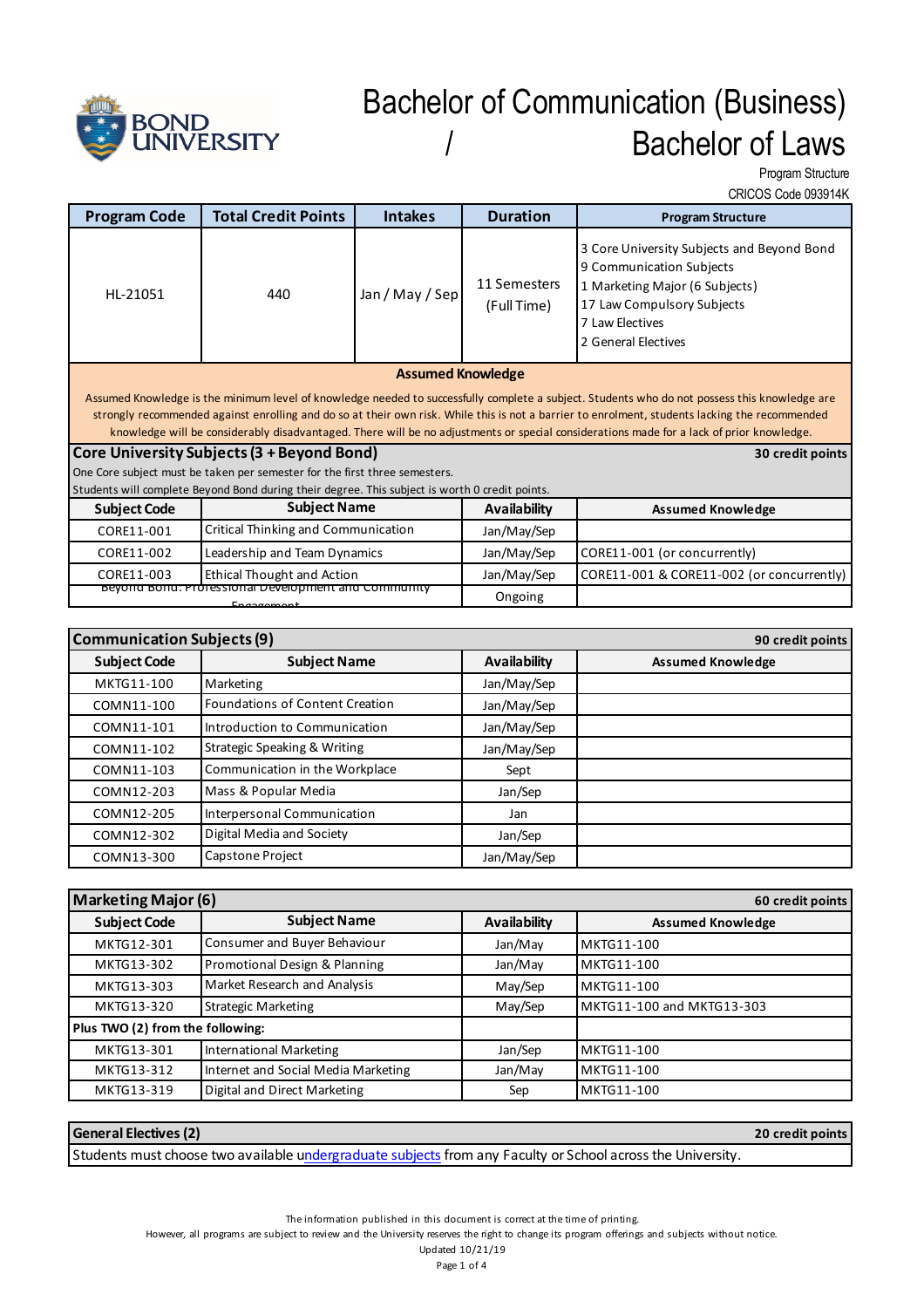# Bachelor of Communication (Business) / Bachelor of Laws

Program Structure

CRICOS Code 093914K

| Program Code | Total Credit Points | Intakes | Duration | Program Structure |
|---|---|---|---|---|
| HL-21051 | 440 | Jan / May / Sep | 11 Semesters (Full Time) | 3 Core University Subjects and Beyond Bond<br>9 Communication Subjects<br>1 Marketing Major (6 Subjects)<br>17 Law Compulsory Subjects<br>7 Law Electives<br>2 General Electives |

**Assumed Knowledge**

Assumed Knowledge is the minimum level of knowledge needed to successfully complete a subject. Students who do not possess this knowledge are strongly recommended against enrolling and do so at their own risk. While this is not a barrier to enrolment, students lacking the recommended knowledge will be considerably disadvantaged. There will be no adjustments or special considerations made for a lack of prior knowledge.

## Core University Subjects (3 + Beyond Bond) — 30 credit points

One Core subject must be taken per semester for the first three semesters.
Students will complete Beyond Bond during their degree. This subject is worth 0 credit points.

| Subject Code | Subject Name | Availability | Assumed Knowledge |
|---|---|---|---|
| CORE11-001 | Critical Thinking and Communication | Jan/May/Sep | |
| CORE11-002 | Leadership and Team Dynamics | Jan/May/Sep | CORE11-001 (or concurrently) |
| CORE11-003 | Ethical Thought and Action | Jan/May/Sep | CORE11-001 & CORE11-002 (or concurrently) |
| | Beyond Bond: Professional Development and Community Engagement | Ongoing | |

## Communication Subjects (9) — 90 credit points

| Subject Code | Subject Name | Availability | Assumed Knowledge |
|---|---|---|---|
| MKTG11-100 | Marketing | Jan/May/Sep | |
| COMN11-100 | Foundations of Content Creation | Jan/May/Sep | |
| COMN11-101 | Introduction to Communication | Jan/May/Sep | |
| COMN11-102 | Strategic Speaking & Writing | Jan/May/Sep | |
| COMN11-103 | Communication in the Workplace | Sept | |
| COMN12-203 | Mass & Popular Media | Jan/Sep | |
| COMN12-205 | Interpersonal Communication | Jan | |
| COMN12-302 | Digital Media and Society | Jan/Sep | |
| COMN13-300 | Capstone Project | Jan/May/Sep | |

## Marketing Major (6) — 60 credit points

| Subject Code | Subject Name | Availability | Assumed Knowledge |
|---|---|---|---|
| MKTG12-301 | Consumer and Buyer Behaviour | Jan/May | MKTG11-100 |
| MKTG13-302 | Promotional Design & Planning | Jan/May | MKTG11-100 |
| MKTG13-303 | Market Research and Analysis | May/Sep | MKTG11-100 |
| MKTG13-320 | Strategic Marketing | May/Sep | MKTG11-100 and MKTG13-303 |
| **Plus TWO (2) from the following:** | | | |
| MKTG13-301 | International Marketing | Jan/Sep | MKTG11-100 |
| MKTG13-312 | Internet and Social Media Marketing | Jan/May | MKTG11-100 |
| MKTG13-319 | Digital and Direct Marketing | Sep | MKTG11-100 |

## General Electives (2) — 20 credit points

Students must choose two available undergraduate subjects from any Faculty or School across the University.

The information published in this document is correct at the time of printing.
However, all programs are subject to review and the University reserves the right to change its program offerings and subjects without notice.
Updated 10/21/19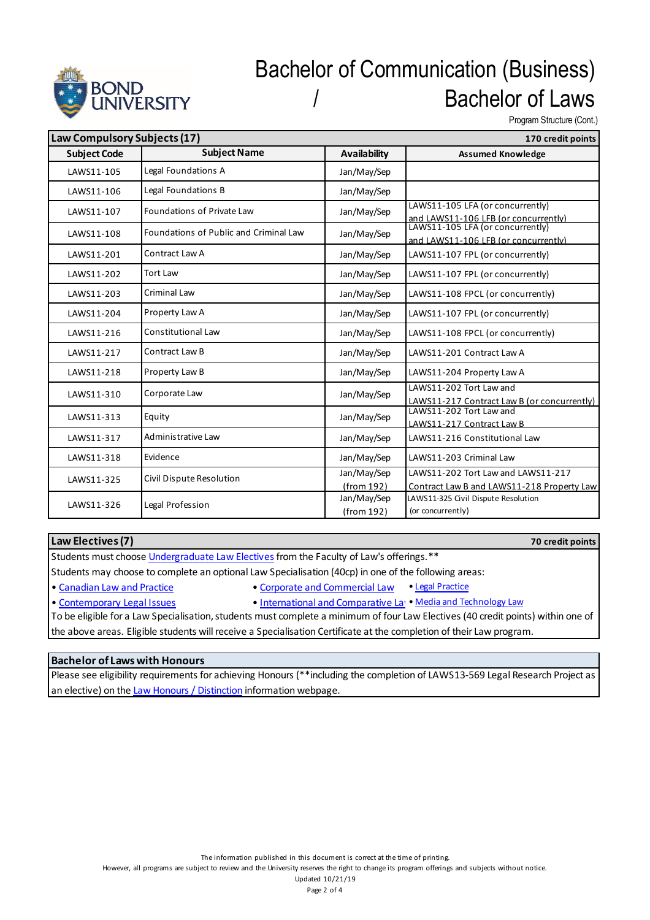# Bachelor of Communication (Business) / Bachelor of Laws

Program Structure (Cont.)

| Law Compulsory Subjects (17) | | | 170 credit points |
|---|---|---|---|
| **Subject Code** | **Subject Name** | **Availability** | **Assumed Knowledge** |
| LAWS11-105 | Legal Foundations A | Jan/May/Sep | |
| LAWS11-106 | Legal Foundations B | Jan/May/Sep | |
| LAWS11-107 | Foundations of Private Law | Jan/May/Sep | LAWS11-105 LFA (or concurrently) and LAWS11-106 LFB (or concurrently) |
| LAWS11-108 | Foundations of Public and Criminal Law | Jan/May/Sep | LAWS11-105 LFA (or concurrently) and LAWS11-106 LFB (or concurrently) |
| LAWS11-201 | Contract Law A | Jan/May/Sep | LAWS11-107 FPL (or concurrently) |
| LAWS11-202 | Tort Law | Jan/May/Sep | LAWS11-107 FPL (or concurrently) |
| LAWS11-203 | Criminal Law | Jan/May/Sep | LAWS11-108 FPCL (or concurrently) |
| LAWS11-204 | Property Law A | Jan/May/Sep | LAWS11-107 FPL (or concurrently) |
| LAWS11-216 | Constitutional Law | Jan/May/Sep | LAWS11-108 FPCL (or concurrently) |
| LAWS11-217 | Contract Law B | Jan/May/Sep | LAWS11-201 Contract Law A |
| LAWS11-218 | Property Law B | Jan/May/Sep | LAWS11-204 Property Law A |
| LAWS11-310 | Corporate Law | Jan/May/Sep | LAWS11-202 Tort Law and LAWS11-217 Contract Law B (or concurrently) |
| LAWS11-313 | Equity | Jan/May/Sep | LAWS11-202 Tort Law and LAWS11-217 Contract Law B |
| LAWS11-317 | Administrative Law | Jan/May/Sep | LAWS11-216 Constitutional Law |
| LAWS11-318 | Evidence | Jan/May/Sep | LAWS11-203 Criminal Law |
| LAWS11-325 | Civil Dispute Resolution | Jan/May/Sep (from 192) | LAWS11-202 Tort Law and LAWS11-217 Contract Law B and LAWS11-218 Property Law |
| LAWS11-326 | Legal Profession | Jan/May/Sep (from 192) | LAWS11-325 Civil Dispute Resolution (or concurrently) |

## Law Electives (7) — 70 credit points

Students must choose Undergraduate Law Electives from the Faculty of Law's offerings.**

Students may choose to complete an optional Law Specialisation (40cp) in one of the following areas:

- Canadian Law and Practice
- Corporate and Commercial Law
- Legal Practice
- Contemporary Legal Issues
- International and Comparative Law
- Media and Technology Law

To be eligible for a Law Specialisation, students must complete a minimum of four Law Electives (40 credit points) within one of the above areas. Eligible students will receive a Specialisation Certificate at the completion of their Law program.

## Bachelor of Laws with Honours

Please see eligibility requirements for achieving Honours (**including the completion of LAWS13-569 Legal Research Project as an elective) on the Law Honours / Distinction information webpage.

The information published in this document is correct at the time of printing.
However, all programs are subject to review and the University reserves the right to change its program offerings and subjects without notice.
Updated 10/21/19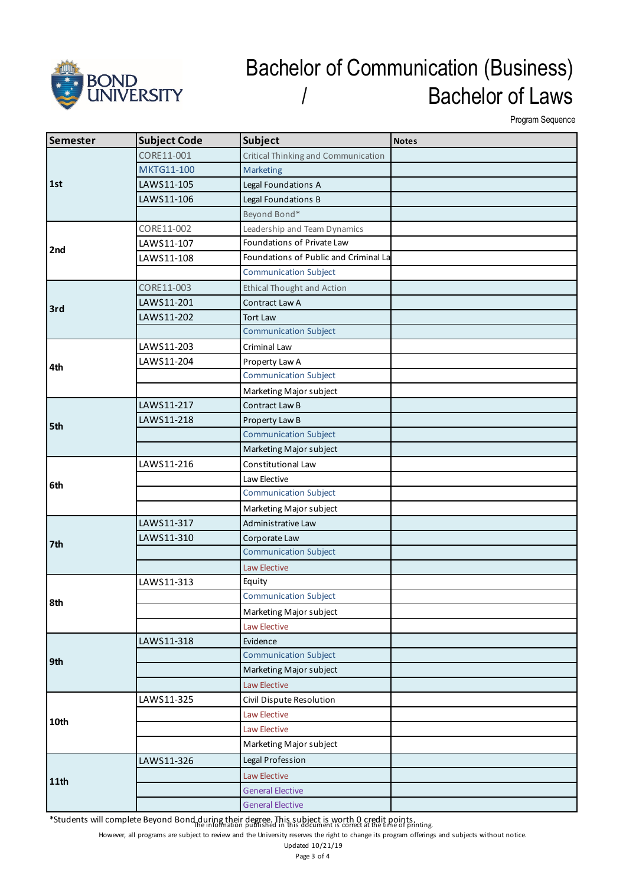# Bachelor of Communication (Business) / Bachelor of Laws

Program Sequence

| Semester | Subject Code | Subject | Notes |
|---|---|---|---|
| 1st | CORE11-001 | Critical Thinking and Communication | |
| | MKTG11-100 | Marketing | |
| | LAWS11-105 | Legal Foundations A | |
| | LAWS11-106 | Legal Foundations B | |
| | | Beyond Bond* | |
| 2nd | CORE11-002 | Leadership and Team Dynamics | |
| | LAWS11-107 | Foundations of Private Law | |
| | LAWS11-108 | Foundations of Public and Criminal La | |
| | | Communication Subject | |
| 3rd | CORE11-003 | Ethical Thought and Action | |
| | LAWS11-201 | Contract Law A | |
| | LAWS11-202 | Tort Law | |
| | | Communication Subject | |
| 4th | LAWS11-203 | Criminal Law | |
| | LAWS11-204 | Property Law A | |
| | | Communication Subject | |
| | | Marketing Major subject | |
| 5th | LAWS11-217 | Contract Law B | |
| | LAWS11-218 | Property Law B | |
| | | Communication Subject | |
| | | Marketing Major subject | |
| 6th | LAWS11-216 | Constitutional Law | |
| | | Law Elective | |
| | | Communication Subject | |
| | | Marketing Major subject | |
| 7th | LAWS11-317 | Administrative Law | |
| | LAWS11-310 | Corporate Law | |
| | | Communication Subject | |
| | | Law Elective | |
| 8th | LAWS11-313 | Equity | |
| | | Communication Subject | |
| | | Marketing Major subject | |
| | | Law Elective | |
| 9th | LAWS11-318 | Evidence | |
| | | Communication Subject | |
| | | Marketing Major subject | |
| | | Law Elective | |
| 10th | LAWS11-325 | Civil Dispute Resolution | |
| | | Law Elective | |
| | | Law Elective | |
| | | Marketing Major subject | |
| 11th | LAWS11-326 | Legal Profession | |
| | | Law Elective | |
| | | General Elective | |
| | | General Elective | |

*Students will complete Beyond Bond during their degree. This subject is worth 0 credit points.

The information published in this document is correct at the time of printing.

However, all programs are subject to review and the University reserves the right to change its program offerings and subjects without notice.

Updated 10/21/19